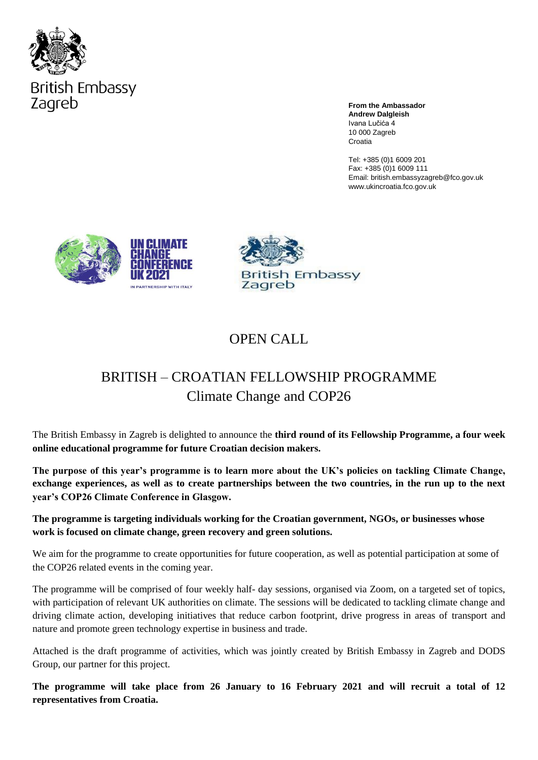British Embassy
Zagreb

**From the Ambassador**
**Andrew Dalgleish**
Ivana Lučića 4
10 000 Zagreb
Croatia

Tel: +385 (0)1 6009 201
Fax: +385 (0)1 6009 111
Email: british.embassyzagreb@fco.gov.uk
www.ukincroatia.fco.gov.uk

UN CLIMATE CHANGE CONFERENCE UK 2021
IN PARTNERSHIP WITH ITALY

British Embassy
Zagreb

# OPEN CALL

## BRITISH – CROATIAN FELLOWSHIP PROGRAMME
## Climate Change and COP26

The British Embassy in Zagreb is delighted to announce the **third round of its Fellowship Programme, a four week online educational programme for future Croatian decision makers.**

**The purpose of this year's programme is to learn more about the UK's policies on tackling Climate Change, exchange experiences, as well as to create partnerships between the two countries, in the run up to the next year's COP26 Climate Conference in Glasgow.**

**The programme is targeting individuals working for the Croatian government, NGOs, or businesses whose work is focused on climate change, green recovery and green solutions.**

We aim for the programme to create opportunities for future cooperation, as well as potential participation at some of the COP26 related events in the coming year.

The programme will be comprised of four weekly half- day sessions, organised via Zoom, on a targeted set of topics, with participation of relevant UK authorities on climate. The sessions will be dedicated to tackling climate change and driving climate action, developing initiatives that reduce carbon footprint, drive progress in areas of transport and nature and promote green technology expertise in business and trade.

Attached is the draft programme of activities, which was jointly created by British Embassy in Zagreb and DODS Group, our partner for this project.

**The programme will take place from 26 January to 16 February 2021 and will recruit a total of 12 representatives from Croatia.**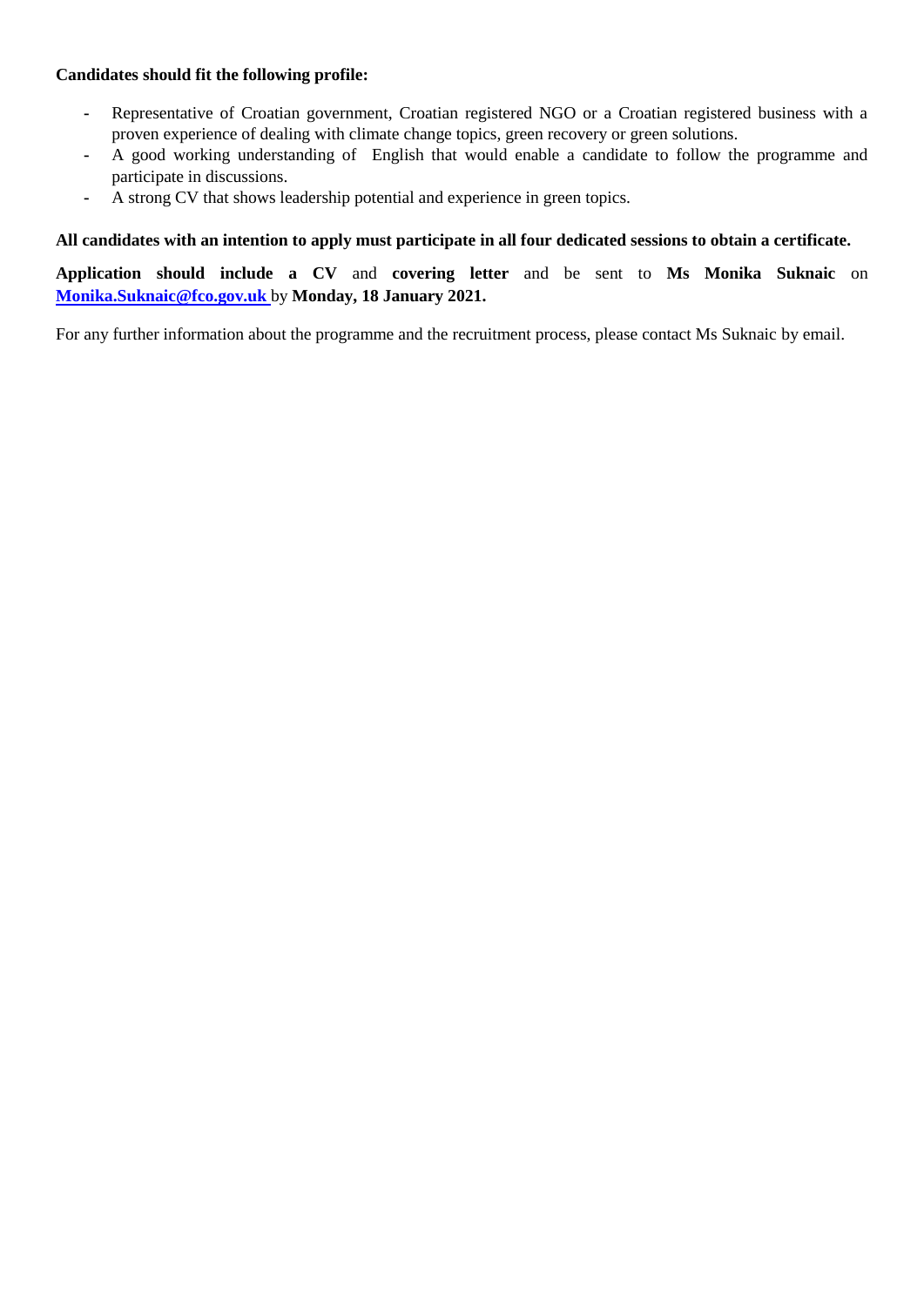**Candidates should fit the following profile:**

- Representative of Croatian government, Croatian registered NGO or a Croatian registered business with a proven experience of dealing with climate change topics, green recovery or green solutions.
- A good working understanding of English that would enable a candidate to follow the programme and participate in discussions.
- A strong CV that shows leadership potential and experience in green topics.

**All candidates with an intention to apply must participate in all four dedicated sessions to obtain a certificate.**

**Application should include a CV** and **covering letter** and be sent to **Ms Monika Suknaic** on **Monika.Suknaic@fco.gov.uk** by **Monday, 18 January 2021.**

For any further information about the programme and the recruitment process, please contact Ms Suknaic by email.